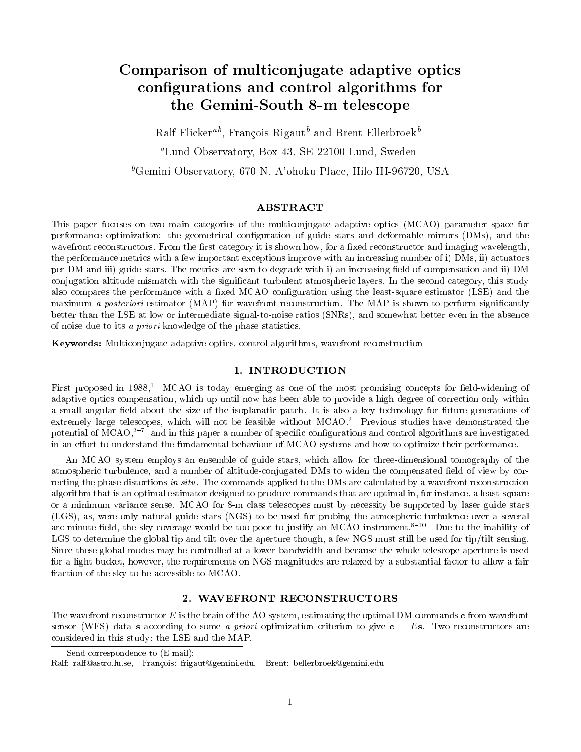# Comparison of multiconjugate adaptive optics configurations and control algorithms for the Gemini-South 8-m telescope

Ralf Flicker[a b], François Rigaut[b] and Brent Ellerbroek[b]

[a]Lund Observatory, Box 43, SE-22100 Lund, Sweden

[b]Gemini Observatory, 670 N. A'ohoku Place, Hilo HI-96720, USA

## ABSTRACT

This paper focuses on two main categories of the multiconjugate adaptive optics (MCAO) parameter space for performance optimization: the geometrical configuration of guide stars and deformable mirrors (DMs), and the wavefront reconstructors. From the first category it is shown how, for a fixed reconstructor and imaging wavelength, the performance metrics with a few important exceptions improve with an increasing number of i) DMs, ii) actuators per DM and iii) guide stars. The metrics are seen to degrade with i) an increasing field of compensation and ii) DM conjugation altitude mismatch with the significant turbulent atmospheric layers. In the second category, this study also compares the performance with a fixed MCAO configuration using the least-square estimator (LSE) and the maximum *a posteriori* estimator (MAP) for wavefront reconstruction. The MAP is shown to perform significantly better than the LSE at low or intermediate signal-to-noise ratios (SNRs), and somewhat better even in the absence of noise due to its *a priori* knowledge of the phase statistics.

**Keywords:** Multiconjugate adaptive optics, control algorithms, wavefront reconstruction

## 1. INTRODUCTION

First proposed in 1988,[1] MCAO is today emerging as one of the most promising concepts for field-widening of adaptive optics compensation, which up until now has been able to provide a high degree of correction only within a small angular field about the size of the isoplanatic patch. It is also a key technology for future generations of extremely large telescopes, which will not be feasible without MCAO.[2] Previous studies have demonstrated the potential of MCAO,[3–7] and in this paper a number of specific configurations and control algorithms are investigated in an effort to understand the fundamental behaviour of MCAO systems and how to optimize their performance.

An MCAO system employs an ensemble of guide stars, which allow for three-dimensional tomography of the atmospheric turbulence, and a number of altitude-conjugated DMs to widen the compensated field of view by correcting the phase distortions *in situ*. The commands applied to the DMs are calculated by a wavefront reconstruction algorithm that is an optimal estimator designed to produce commands that are optimal in, for instance, a least-square or a minimum variance sense. MCAO for 8-m class telescopes must by necessity be supported by laser guide stars (LGS), as, were only natural guide stars (NGS) to be used for probing the atmospheric turbulence over a several arc minute field, the sky coverage would be too poor to justify an MCAO instrument.[8–10] Due to the inability of LGS to determine the global tip and tilt over the aperture though, a few NGS must still be used for tip/tilt sensing. Since these global modes may be controlled at a lower bandwidth and because the whole telescope aperture is used for a light-bucket, however, the requirements on NGS magnitudes are relaxed by a substantial factor to allow a fair fraction of the sky to be accessible to MCAO.

## 2. WAVEFRONT RECONSTRUCTORS

The wavefront reconstructor $E$ is the brain of the AO system, estimating the optimal DM commands $\mathbf{c}$ from wavefront sensor (WFS) data $\mathbf{s}$ according to some *a priori* optimization criterion to give $\mathbf{c} = E\mathbf{s}$. Two reconstructors are considered in this study: the LSE and the MAP.

Send correspondence to (E-mail):
Ralf: ralf@astro.lu.se, François: frigaut@gemini.edu, Brent: bellerbroek@gemini.edu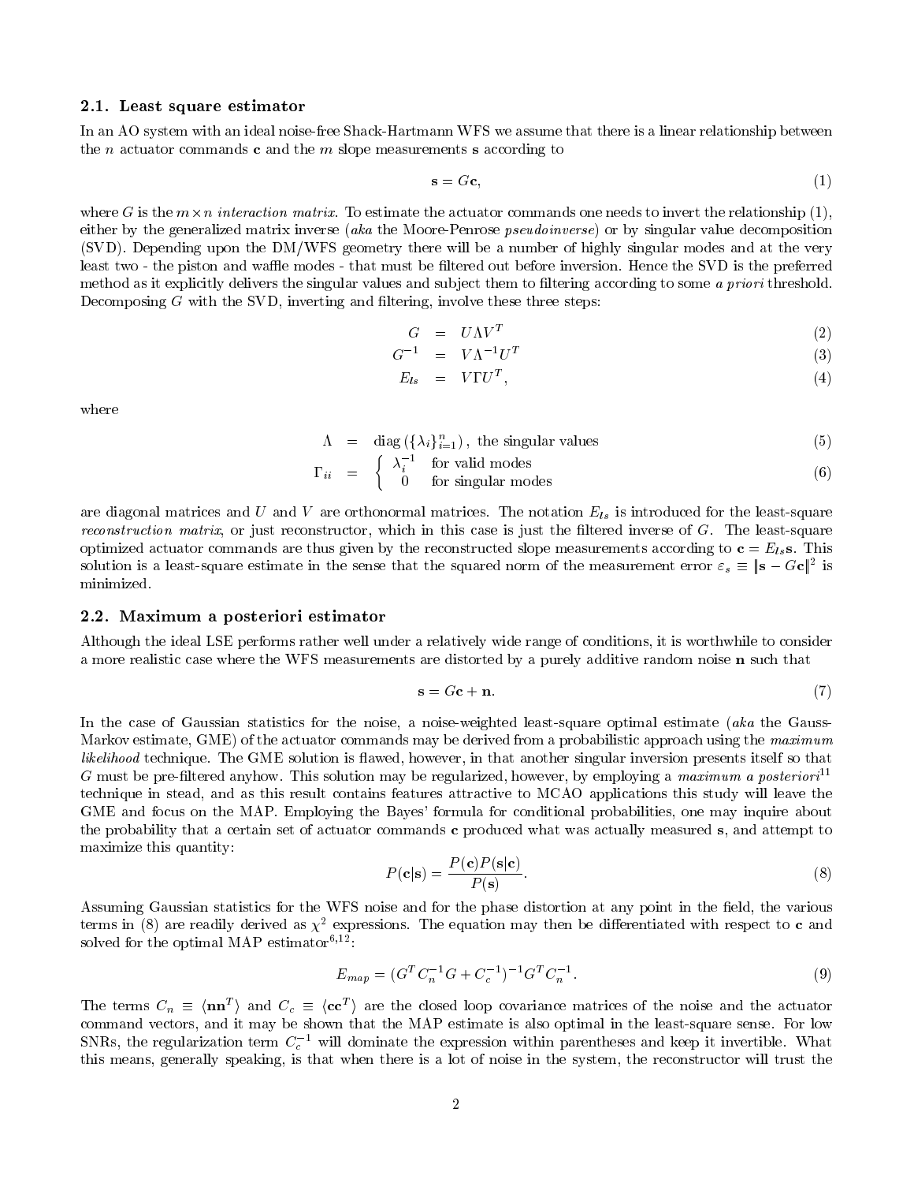### 2.1. Least square estimator

In an AO system with an ideal noise-free Shack-Hartmann WFS we assume that there is a linear relationship between the $n$ actuator commands $\mathbf{c}$ and the $m$ slope measurements $\mathbf{s}$ according to

$$\mathbf{s} = G\mathbf{c}, \tag{1}$$

where $G$ is the $m \times n$ *interaction matrix*. To estimate the actuator commands one needs to invert the relationship (1), either by the generalized matrix inverse (*aka* the Moore-Penrose *pseudoinverse*) or by singular value decomposition (SVD). Depending upon the DM/WFS geometry there will be a number of highly singular modes and at the very least two - the piston and waffle modes - that must be filtered out before inversion. Hence the SVD is the preferred method as it explicitly delivers the singular values and subject them to filtering according to some *a priori* threshold. Decomposing $G$ with the SVD, inverting and filtering, involve these three steps:

$$G = U\Lambda V^T \tag{2}$$

$$G^{-1} = V\Lambda^{-1}U^T \tag{3}$$

$$E_{ls} = V\Gamma U^T, \tag{4}$$

where

$$\Lambda = \mathrm{diag}\left(\{\lambda_i\}_{i=1}^n\right), \text{ the singular values} \tag{5}$$

$$\Gamma_{ii} = \begin{cases} \lambda_i^{-1} & \text{for valid modes} \\ 0 & \text{for singular modes} \end{cases} \tag{6}$$

are diagonal matrices and $U$ and $V$ are orthonormal matrices. The notation $E_{ls}$ is introduced for the least-square *reconstruction matrix*, or just reconstructor, which in this case is just the filtered inverse of $G$. The least-square optimized actuator commands are thus given by the reconstructed slope measurements according to $\mathbf{c} = E_{ls}\mathbf{s}$. This solution is a least-square estimate in the sense that the squared norm of the measurement error $\varepsilon_s \equiv \|\mathbf{s} - G\mathbf{c}\|^2$ is minimized.

### 2.2. Maximum a posteriori estimator

Although the ideal LSE performs rather well under a relatively wide range of conditions, it is worthwhile to consider a more realistic case where the WFS measurements are distorted by a purely additive random noise $\mathbf{n}$ such that

$$\mathbf{s} = G\mathbf{c} + \mathbf{n}. \tag{7}$$

In the case of Gaussian statistics for the noise, a noise-weighted least-square optimal estimate (*aka* the Gauss-Markov estimate, GME) of the actuator commands may be derived from a probabilistic approach using the *maximum likelihood* technique. The GME solution is flawed, however, in that another singular inversion presents itself so that $G$ must be pre-filtered anyhow. This solution may be regularized, however, by employing a *maximum a posteriori*[11] technique in stead, and as this result contains features attractive to MCAO applications this study will leave the GME and focus on the MAP. Employing the Bayes' formula for conditional probabilities, one may inquire about the probability that a certain set of actuator commands $\mathbf{c}$ produced what was actually measured $\mathbf{s}$, and attempt to maximize this quantity:

$$P(\mathbf{c}|\mathbf{s}) = \frac{P(\mathbf{c})P(\mathbf{s}|\mathbf{c})}{P(\mathbf{s})}. \tag{8}$$

Assuming Gaussian statistics for the WFS noise and for the phase distortion at any point in the field, the various terms in (8) are readily derived as $\chi^2$ expressions. The equation may then be differentiated with respect to $\mathbf{c}$ and solved for the optimal MAP estimator[6,12]:

$$E_{map} = (G^T C_n^{-1} G + C_c^{-1})^{-1} G^T C_n^{-1}. \tag{9}$$

The terms $C_n \equiv \langle \mathbf{n}\mathbf{n}^T \rangle$ and $C_c \equiv \langle \mathbf{c}\mathbf{c}^T \rangle$ are the closed loop covariance matrices of the noise and the actuator command vectors, and it may be shown that the MAP estimate is also optimal in the least-square sense. For low SNRs, the regularization term $C_c^{-1}$ will dominate the expression within parentheses and keep it invertible. What this means, generally speaking, is that when there is a lot of noise in the system, the reconstructor will trust the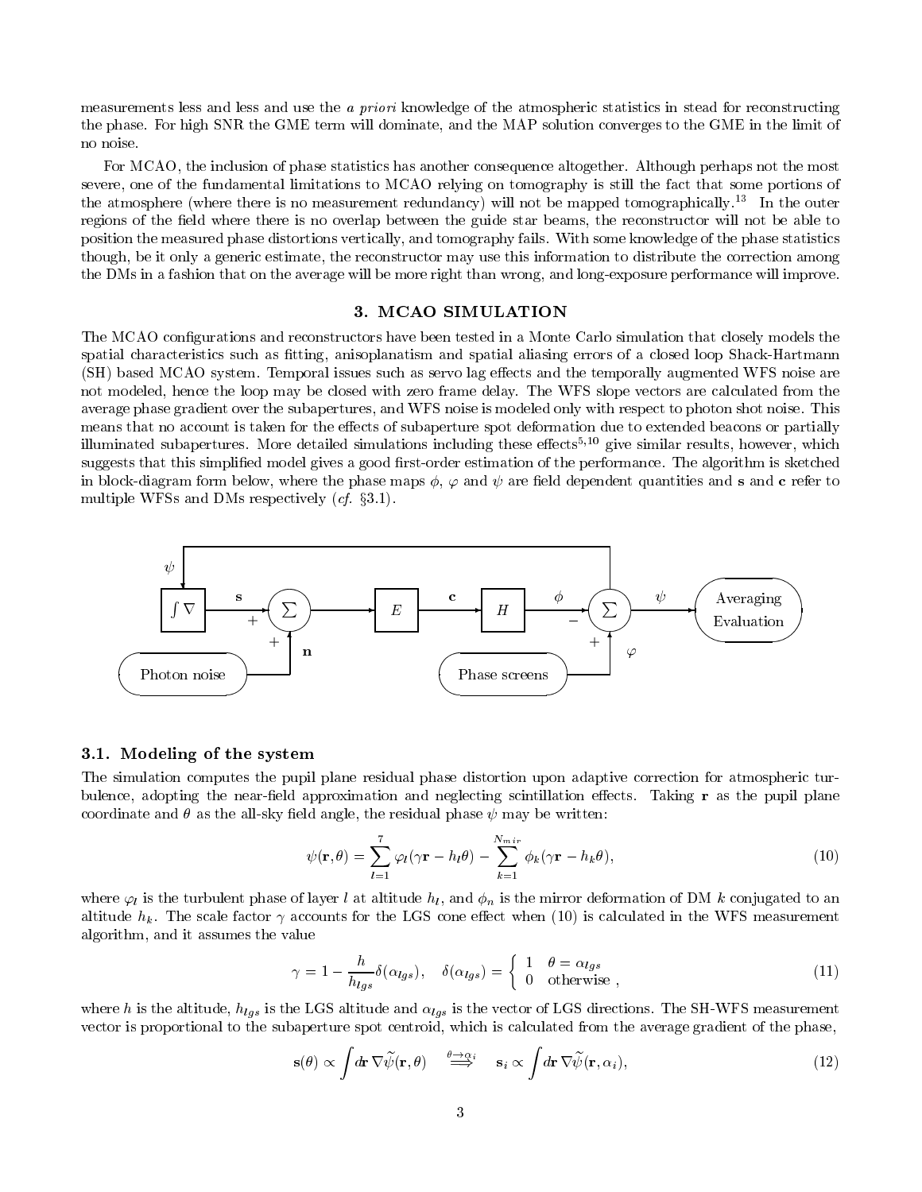measurements less and less and use the *a priori* knowledge of the atmospheric statistics in stead for reconstructing the phase. For high SNR the GME term will dominate, and the MAP solution converges to the GME in the limit of no noise.

For MCAO, the inclusion of phase statistics has another consequence altogether. Although perhaps not the most severe, one of the fundamental limitations to MCAO relying on tomography is still the fact that some portions of the atmosphere (where there is no measurement redundancy) will not be mapped tomographically.[13] In the outer regions of the field where there is no overlap between the guide star beams, the reconstructor will not be able to position the measured phase distortions vertically, and tomography fails. With some knowledge of the phase statistics though, be it only a generic estimate, the reconstructor may use this information to distribute the correction among the DMs in a fashion that on the average will be more right than wrong, and long-exposure performance will improve.

## 3. MCAO SIMULATION

The MCAO configurations and reconstructors have been tested in a Monte Carlo simulation that closely models the spatial characteristics such as fitting, anisoplanatism and spatial aliasing errors of a closed loop Shack-Hartmann (SH) based MCAO system. Temporal issues such as servo lag effects and the temporally augmented WFS noise are not modeled, hence the loop may be closed with zero frame delay. The WFS slope vectors are calculated from the average phase gradient over the subapertures, and WFS noise is modeled only with respect to photon shot noise. This means that no account is taken for the effects of subaperture spot deformation due to extended beacons or partially illuminated subapertures. More detailed simulations including these effects[5,10] give similar results, however, which suggests that this simplified model gives a good first-order estimation of the performance. The algorithm is sketched in block-diagram form below, where the phase maps $\phi$, $\varphi$ and $\psi$ are field dependent quantities and $\mathbf{s}$ and $\mathbf{c}$ refer to multiple WFSs and DMs respectively (*cf.* §3.1).

### 3.1. Modeling of the system

The simulation computes the pupil plane residual phase distortion upon adaptive correction for atmospheric turbulence, adopting the near-field approximation and neglecting scintillation effects. Taking $\mathbf{r}$ as the pupil plane coordinate and $\theta$ as the all-sky field angle, the residual phase $\psi$ may be written:

$$\psi(\mathbf{r}, \theta) = \sum_{l=1}^{7} \varphi_l(\gamma \mathbf{r} - h_l \theta) - \sum_{k=1}^{N_{mir}} \phi_k(\gamma \mathbf{r} - h_k \theta), \tag{10}$$

where $\varphi_l$ is the turbulent phase of layer $l$ at altitude $h_l$, and $\phi_n$ is the mirror deformation of DM $k$ conjugated to an altitude $h_k$. The scale factor $\gamma$ accounts for the LGS cone effect when (10) is calculated in the WFS measurement algorithm, and it assumes the value

$$\gamma = 1 - \frac{h}{h_{lgs}} \delta(\alpha_{lgs}), \quad \delta(\alpha_{lgs}) = \begin{cases} 1 & \theta = \alpha_{lgs} \\ 0 & \text{otherwise} \end{cases}, \tag{11}$$

where $h$ is the altitude, $h_{lgs}$ is the LGS altitude and $\alpha_{lgs}$ is the vector of LGS directions. The SH-WFS measurement vector is proportional to the subaperture spot centroid, which is calculated from the average gradient of the phase,

$$\mathbf{s}(\theta) \propto \int d\mathbf{r} \, \nabla \widetilde{\psi}(\mathbf{r}, \theta) \quad \stackrel{\theta \to \alpha_i}{\Longrightarrow} \quad \mathbf{s}_i \propto \int d\mathbf{r} \, \nabla \widetilde{\psi}(\mathbf{r}, \alpha_i), \tag{12}$$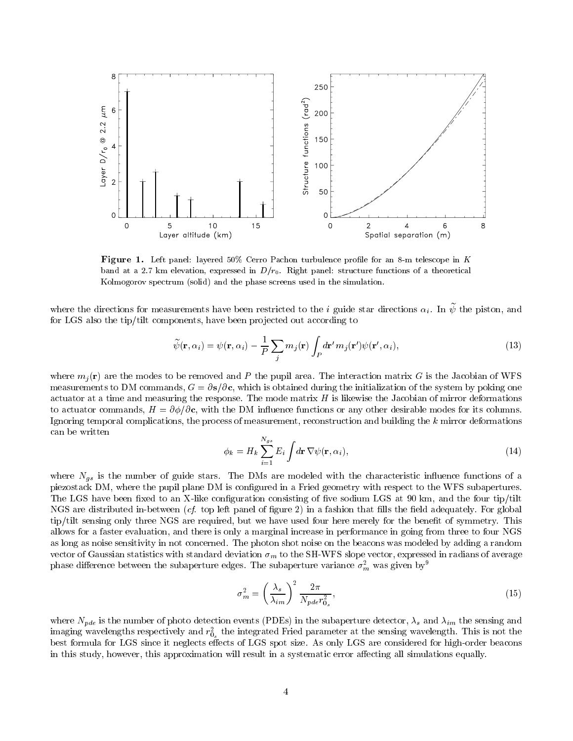**Figure 1.** Left panel: layered 50% Cerro Pachon turbulence profile for an 8-m telescope in $K$ band at a 2.7 km elevation, expressed in $D/r_0$. Right panel: structure functions of a theoretical Kolmogorov spectrum (solid) and the phase screens used in the simulation.

where the directions for measurements have been restricted to the $i$ guide star directions $\alpha_i$. In $\widetilde{\psi}$ the piston, and for LGS also the tip/tilt components, have been projected out according to

$$\widetilde{\psi}(\mathbf{r}, \alpha_i) = \psi(\mathbf{r}, \alpha_i) - \frac{1}{P} \sum_j m_j(\mathbf{r}) \int_P d\mathbf{r}' \, m_j(\mathbf{r}') \psi(\mathbf{r}', \alpha_i), \tag{13}$$

where $m_j(\mathbf{r})$ are the modes to be removed and $P$ the pupil area. The interaction matrix $G$ is the Jacobian of WFS measurements to DM commands, $G = \partial \mathbf{s} / \partial \mathbf{c}$, which is obtained during the initialization of the system by poking one actuator at a time and measuring the response. The mode matrix $H$ is likewise the Jacobian of mirror deformations to actuator commands, $H = \partial \phi / \partial \mathbf{c}$, with the DM influence functions or any other desirable modes for its columns. Ignoring temporal complications, the process of measurement, reconstruction and building the $k$ mirror deformations can be written

$$\phi_k = H_k \sum_{i=1}^{N_{gs}} E_i \int d\mathbf{r} \, \nabla \psi(\mathbf{r}, \alpha_i), \tag{14}$$

where $N_{gs}$ is the number of guide stars. The DMs are modeled with the characteristic influence functions of a piezostack DM, where the pupil plane DM is configured in a Fried geometry with respect to the WFS subapertures. The LGS have been fixed to an X-like configuration consisting of five sodium LGS at 90 km, and the four tip/tilt NGS are distributed in-between (*cf.* top left panel of figure 2) in a fashion that fills the field adequately. For global tip/tilt sensing only three NGS are required, but we have used four here merely for the benefit of symmetry. This allows for a faster evaluation, and there is only a marginal increase in performance in going from three to four NGS as long as noise sensitivity in not concerned. The photon shot noise on the beacons was modeled by adding a random vector of Gaussian statistics with standard deviation $\sigma_m$ to the SH-WFS slope vector, expressed in radians of average phase difference between the subaperture edges. The subaperture variance $\sigma_m^2$ was given by[9]

$$\sigma_m^2 = \left( \frac{\lambda_s}{\lambda_{im}} \right)^2 \frac{2\pi}{N_{pde} r_{0_s}^2}, \tag{15}$$

where $N_{pde}$ is the number of photo detection events (PDEs) in the subaperture detector, $\lambda_s$ and $\lambda_{im}$ the sensing and imaging wavelengths respectively and $r_{0_s}^2$ the integrated Fried parameter at the sensing wavelength. This is not the best formula for LGS since it neglects effects of LGS spot size. As only LGS are considered for high-order beacons in this study, however, this approximation will result in a systematic error affecting all simulations equally.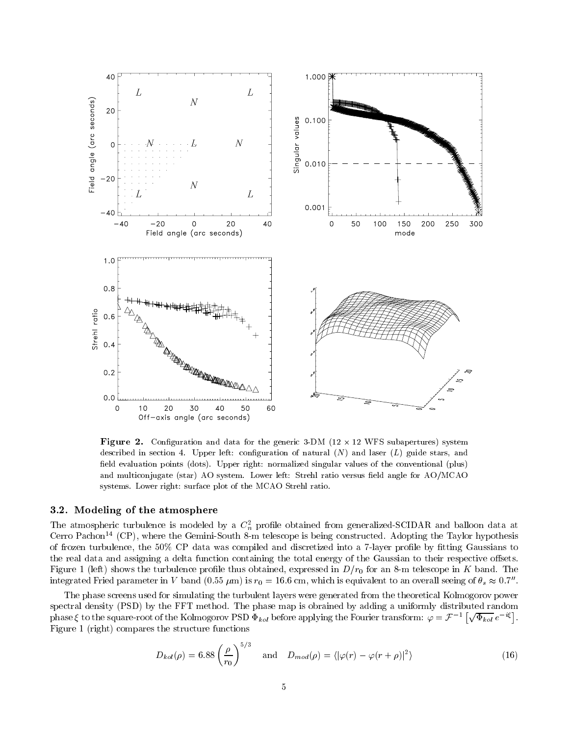**Figure 2.** Configuration and data for the generic 3-DM (12 × 12 WFS subapertures) system described in section 4. Upper left: configuration of natural ($N$) and laser ($L$) guide stars, and field evaluation points (dots). Upper right: normalized singular values of the conventional (plus) and multiconjugate (star) AO system. Lower left: Strehl ratio versus field angle for AO/MCAO systems. Lower right: surface plot of the MCAO Strehl ratio.

### 3.2. Modeling of the atmosphere

The atmospheric turbulence is modeled by a $C_n^2$ profile obtained from generalized-SCIDAR and balloon data at Cerro Pachon[14] (CP), where the Gemini-South 8-m telescope is being constructed. Adopting the Taylor hypothesis of frozen turbulence, the 50% CP data was compiled and discretized into a 7-layer profile by fitting Gaussians to the real data and assigning a delta function containing the total energy of the Gaussian to their respective offsets. Figure 1 (left) shows the turbulence profile thus obtained, expressed in $D/r_0$ for an 8-m telescope in $K$ band. The integrated Fried parameter in $V$ band (0.55 $\mu$m) is $r_0 = 16.6$ cm, which is equivalent to an overall seeing of $\theta_s \approx 0.7''$.

The phase screens used for simulating the turbulent layers were generated from the theoretical Kolmogorov power spectral density (PSD) by the FFT method. The phase map is obrained by adding a uniformly distributed random phase $\xi$ to the square-root of the Kolmogorov PSD $\Phi_{kol}$ before applying the Fourier transform: $\varphi = \mathcal{F}^{-1}\left[\sqrt{\Phi_{kol}}\, e^{-i\xi}\right]$. Figure 1 (right) compares the structure functions

$$D_{kol}(\rho) = 6.88\left(\frac{\rho}{r_0}\right)^{5/3} \quad \text{and} \quad D_{mod}(\rho) = \langle|\varphi(r) - \varphi(r+\rho)|^2\rangle \tag{16}$$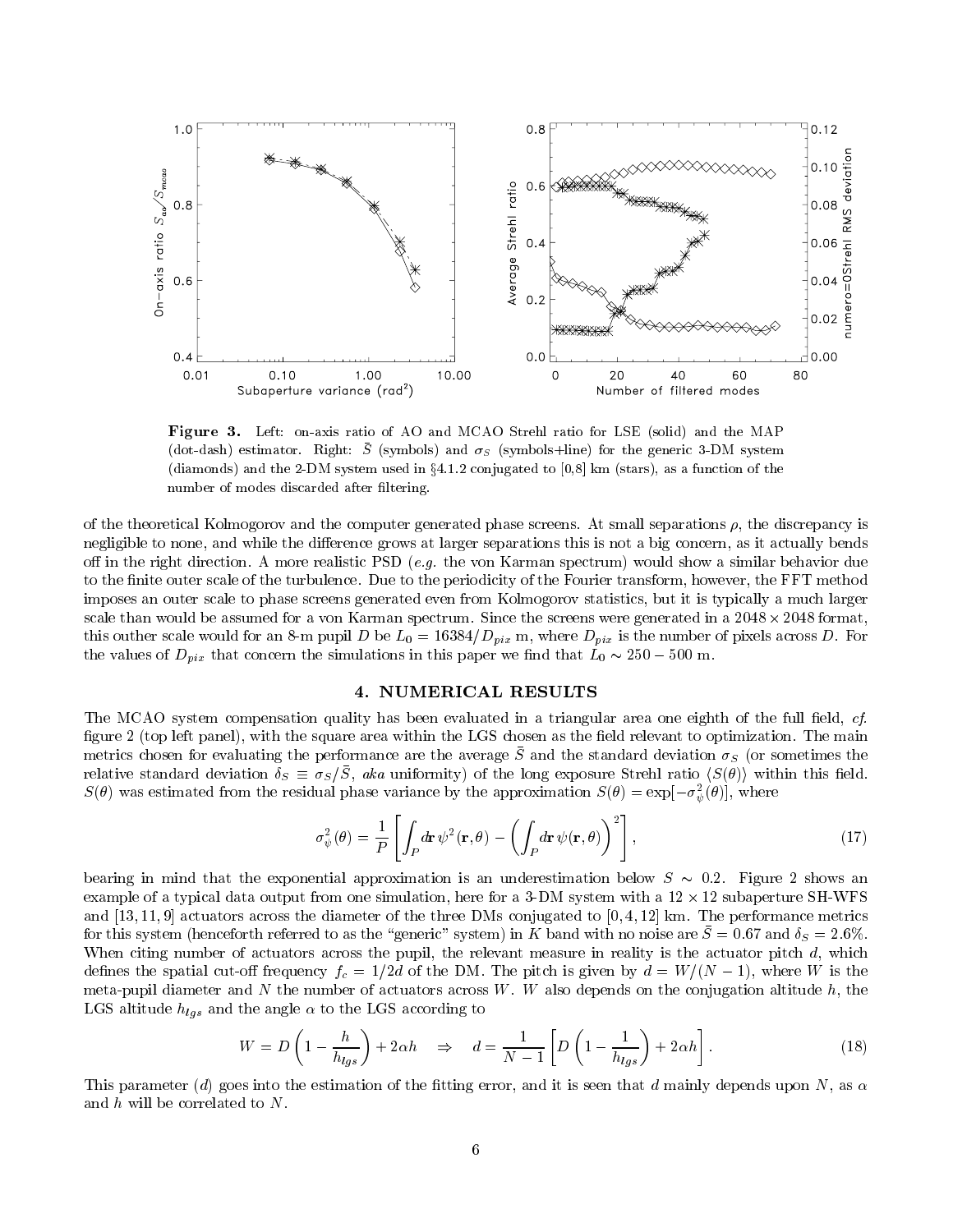**Figure 3.** Left: on-axis ratio of AO and MCAO Strehl ratio for LSE (solid) and the MAP (dot-dash) estimator. Right: $\bar{S}$ (symbols) and $\sigma_S$ (symbols+line) for the generic 3-DM system (diamonds) and the 2-DM system used in §4.1.2 conjugated to [0,8] km (stars), as a function of the number of modes discarded after filtering.

of the theoretical Kolmogorov and the computer generated phase screens. At small separations $\rho$, the discrepancy is negligible to none, and while the difference grows at larger separations this is not a big concern, as it actually bends off in the right direction. A more realistic PSD (*e.g.* the von Karman spectrum) would show a similar behavior due to the finite outer scale of the turbulence. Due to the periodicity of the Fourier transform, however, the FFT method imposes an outer scale to phase screens generated even from Kolmogorov statistics, but it is typically a much larger scale than would be assumed for a von Karman spectrum. Since the screens were generated in a $2048 \times 2048$ format, this outher scale would for an 8-m pupil $D$ be $L_0 = 16384/D_{pix}$ m, where $D_{pix}$ is the number of pixels across $D$. For the values of $D_{pix}$ that concern the simulations in this paper we find that $L_0 \sim 250 - 500$ m.

## 4. NUMERICAL RESULTS

The MCAO system compensation quality has been evaluated in a triangular area one eighth of the full field, *cf.* figure 2 (top left panel), with the square area within the LGS chosen as the field relevant to optimization. The main metrics chosen for evaluating the performance are the average $\bar{S}$ and the standard deviation $\sigma_S$ (or sometimes the relative standard deviation $\delta_S \equiv \sigma_S/\bar{S}$, *aka* uniformity) of the long exposure Strehl ratio $\langle S(\theta)\rangle$ within this field. $S(\theta)$ was estimated from the residual phase variance by the approximation $S(\theta) = \exp[-\sigma^2_\psi(\theta)]$, where

$$\sigma^2_\psi(\theta) = \frac{1}{P}\left[\int_P d\mathbf{r}\,\psi^2(\mathbf{r},\theta) - \left(\int_P d\mathbf{r}\,\psi(\mathbf{r},\theta)\right)^2\right], \tag{17}$$

bearing in mind that the exponential approximation is an underestimation below $S \sim 0.2$. Figure 2 shows an example of a typical data output from one simulation, here for a 3-DM system with a $12 \times 12$ subaperture SH-WFS and $[13, 11, 9]$ actuators across the diameter of the three DMs conjugated to $[0, 4, 12]$ km. The performance metrics for this system (henceforth referred to as the "generic" system) in $K$ band with no noise are $\bar{S} = 0.67$ and $\delta_S = 2.6\%$. When citing number of actuators across the pupil, the relevant measure in reality is the actuator pitch $d$, which defines the spatial cut-off frequency $f_c = 1/2d$ of the DM. The pitch is given by $d = W/(N-1)$, where $W$ is the meta-pupil diameter and $N$ the number of actuators across $W$. $W$ also depends on the conjugation altitude $h$, the LGS altitude $h_{lgs}$ and the angle $\alpha$ to the LGS according to

$$W = D\left(1 - \frac{h}{h_{lgs}}\right) + 2\alpha h \quad \Rightarrow \quad d = \frac{1}{N-1}\left[D\left(1 - \frac{1}{h_{lgs}}\right) + 2\alpha h\right]. \tag{18}$$

This parameter ($d$) goes into the estimation of the fitting error, and it is seen that $d$ mainly depends upon $N$, as $\alpha$ and $h$ will be correlated to $N$.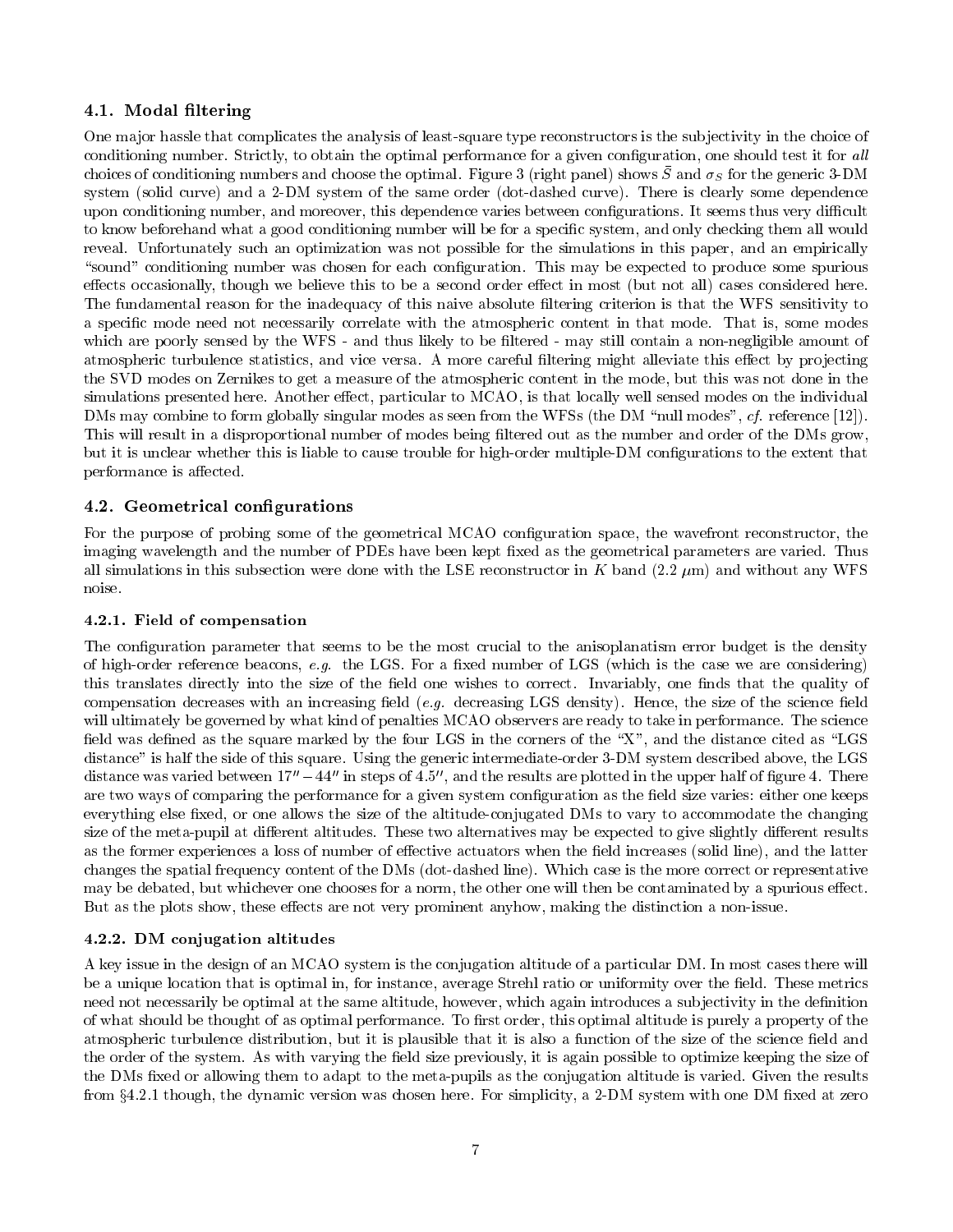### 4.1. Modal filtering

One major hassle that complicates the analysis of least-square type reconstructors is the subjectivity in the choice of conditioning number. Strictly, to obtain the optimal performance for a given configuration, one should test it for *all* choices of conditioning numbers and choose the optimal. Figure 3 (right panel) shows $\bar{S}$ and $\sigma_S$ for the generic 3-DM system (solid curve) and a 2-DM system of the same order (dot-dashed curve). There is clearly some dependence upon conditioning number, and moreover, this dependence varies between configurations. It seems thus very difficult to know beforehand what a good conditioning number will be for a specific system, and only checking them all would reveal. Unfortunately such an optimization was not possible for the simulations in this paper, and an empirically "sound" conditioning number was chosen for each configuration. This may be expected to produce some spurious effects occasionally, though we believe this to be a second order effect in most (but not all) cases considered here. The fundamental reason for the inadequacy of this naive absolute filtering criterion is that the WFS sensitivity to a specific mode need not necessarily correlate with the atmospheric content in that mode. That is, some modes which are poorly sensed by the WFS - and thus likely to be filtered - may still contain a non-negligible amount of atmospheric turbulence statistics, and vice versa. A more careful filtering might alleviate this effect by projecting the SVD modes on Zernikes to get a measure of the atmospheric content in the mode, but this was not done in the simulations presented here. Another effect, particular to MCAO, is that locally well sensed modes on the individual DMs may combine to form globally singular modes as seen from the WFSs (the DM "null modes", *cf.* reference [12]). This will result in a disproportional number of modes being filtered out as the number and order of the DMs grow, but it is unclear whether this is liable to cause trouble for high-order multiple-DM configurations to the extent that performance is affected.

### 4.2. Geometrical configurations

For the purpose of probing some of the geometrical MCAO configuration space, the wavefront reconstructor, the imaging wavelength and the number of PDEs have been kept fixed as the geometrical parameters are varied. Thus all simulations in this subsection were done with the LSE reconstructor in *K* band (2.2 $\mu$m) and without any WFS noise.

#### 4.2.1. Field of compensation

The configuration parameter that seems to be the most crucial to the anisoplanatism error budget is the density of high-order reference beacons, *e.g.* the LGS. For a fixed number of LGS (which is the case we are considering) this translates directly into the size of the field one wishes to correct. Invariably, one finds that the quality of compensation decreases with an increasing field (*e.g.* decreasing LGS density). Hence, the size of the science field will ultimately be governed by what kind of penalties MCAO observers are ready to take in performance. The science field was defined as the square marked by the four LGS in the corners of the "X", and the distance cited as "LGS distance" is half the side of this square. Using the generic intermediate-order 3-DM system described above, the LGS distance was varied between $17'' - 44''$ in steps of $4.5''$, and the results are plotted in the upper half of figure 4. There are two ways of comparing the performance for a given system configuration as the field size varies: either one keeps everything else fixed, or one allows the size of the altitude-conjugated DMs to vary to accommodate the changing size of the meta-pupil at different altitudes. These two alternatives may be expected to give slightly different results as the former experiences a loss of number of effective actuators when the field increases (solid line), and the latter changes the spatial frequency content of the DMs (dot-dashed line). Which case is the more correct or representative may be debated, but whichever one chooses for a norm, the other one will then be contaminated by a spurious effect. But as the plots show, these effects are not very prominent anyhow, making the distinction a non-issue.

#### 4.2.2. DM conjugation altitudes

A key issue in the design of an MCAO system is the conjugation altitude of a particular DM. In most cases there will be a unique location that is optimal in, for instance, average Strehl ratio or uniformity over the field. These metrics need not necessarily be optimal at the same altitude, however, which again introduces a subjectivity in the definition of what should be thought of as optimal performance. To first order, this optimal altitude is purely a property of the atmospheric turbulence distribution, but it is plausible that it is also a function of the size of the science field and the order of the system. As with varying the field size previously, it is again possible to optimize keeping the size of the DMs fixed or allowing them to adapt to the meta-pupils as the conjugation altitude is varied. Given the results from §4.2.1 though, the dynamic version was chosen here. For simplicity, a 2-DM system with one DM fixed at zero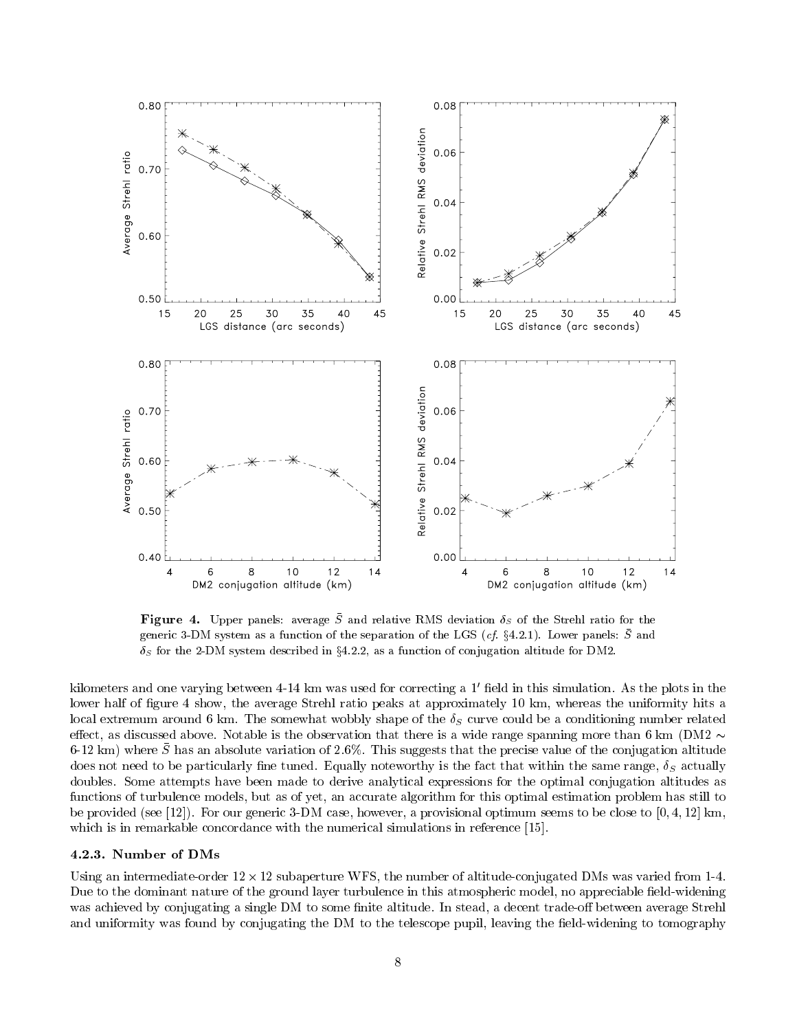**Figure 4.** Upper panels: average $\bar{S}$ and relative RMS deviation $\delta_S$ of the Strehl ratio for the generic 3-DM system as a function of the separation of the LGS (*cf.* §4.2.1). Lower panels: $\bar{S}$ and $\delta_S$ for the 2-DM system described in §4.2.2, as a function of conjugation altitude for DM2.

kilometers and one varying between 4-14 km was used for correcting a $1'$ field in this simulation. As the plots in the lower half of figure 4 show, the average Strehl ratio peaks at approximately 10 km, whereas the uniformity hits a local extremum around 6 km. The somewhat wobbly shape of the $\delta_S$ curve could be a conditioning number related effect, as discussed above. Notable is the observation that there is a wide range spanning more than 6 km (DM2 $\sim$ 6-12 km) where $\bar{S}$ has an absolute variation of 2.6%. This suggests that the precise value of the conjugation altitude does not need to be particularly fine tuned. Equally noteworthy is the fact that within the same range, $\delta_S$ actually doubles. Some attempts have been made to derive analytical expressions for the optimal conjugation altitudes as functions of turbulence models, but as of yet, an accurate algorithm for this optimal estimation problem has still to be provided (see [12]). For our generic 3-DM case, however, a provisional optimum seems to be close to $[0, 4, 12]$ km, which is in remarkable concordance with the numerical simulations in reference [15].

### 4.2.3. Number of DMs

Using an intermediate-order $12 \times 12$ subaperture WFS, the number of altitude-conjugated DMs was varied from 1-4. Due to the dominant nature of the ground layer turbulence in this atmospheric model, no appreciable field-widening was achieved by conjugating a single DM to some finite altitude. In stead, a decent trade-off between average Strehl and uniformity was found by conjugating the DM to the telescope pupil, leaving the field-widening to tomography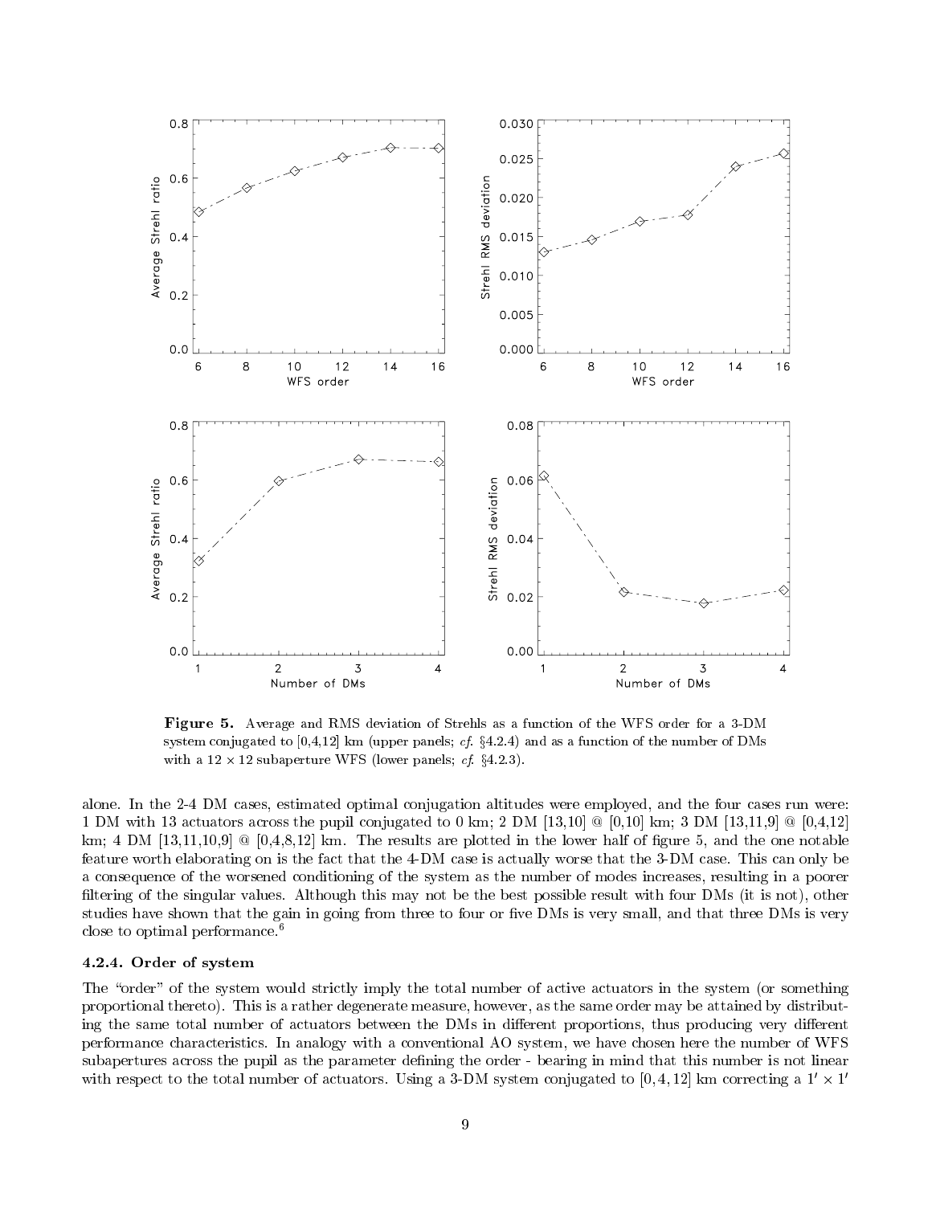**Figure 5.** Average and RMS deviation of Strehls as a function of the WFS order for a 3-DM system conjugated to [0,4,12] km (upper panels; *cf.* §4.2.4) and as a function of the number of DMs with a $12 \times 12$ subaperture WFS (lower panels; *cf.* §4.2.3).

alone. In the 2-4 DM cases, estimated optimal conjugation altitudes were employed, and the four cases run were: 1 DM with 13 actuators across the pupil conjugated to 0 km; 2 DM [13,10] @ [0,10] km; 3 DM [13,11,9] @ [0,4,12] km; 4 DM [13,11,10,9] @ [0,4,8,12] km. The results are plotted in the lower half of figure 5, and the one notable feature worth elaborating on is the fact that the 4-DM case is actually worse that the 3-DM case. This can only be a consequence of the worsened conditioning of the system as the number of modes increases, resulting in a poorer filtering of the singular values. Although this may not be the best possible result with four DMs (it is not), other studies have shown that the gain in going from three to four or five DMs is very small, and that three DMs is very close to optimal performance.[6]

#### 4.2.4. Order of system

The "order" of the system would strictly imply the total number of active actuators in the system (or something proportional thereto). This is a rather degenerate measure, however, as the same order may be attained by distributing the same total number of actuators between the DMs in different proportions, thus producing very different performance characteristics. In analogy with a conventional AO system, we have chosen here the number of WFS subapertures across the pupil as the parameter defining the order - bearing in mind that this number is not linear with respect to the total number of actuators. Using a 3-DM system conjugated to $[0, 4, 12]$ km correcting a $1' \times 1'$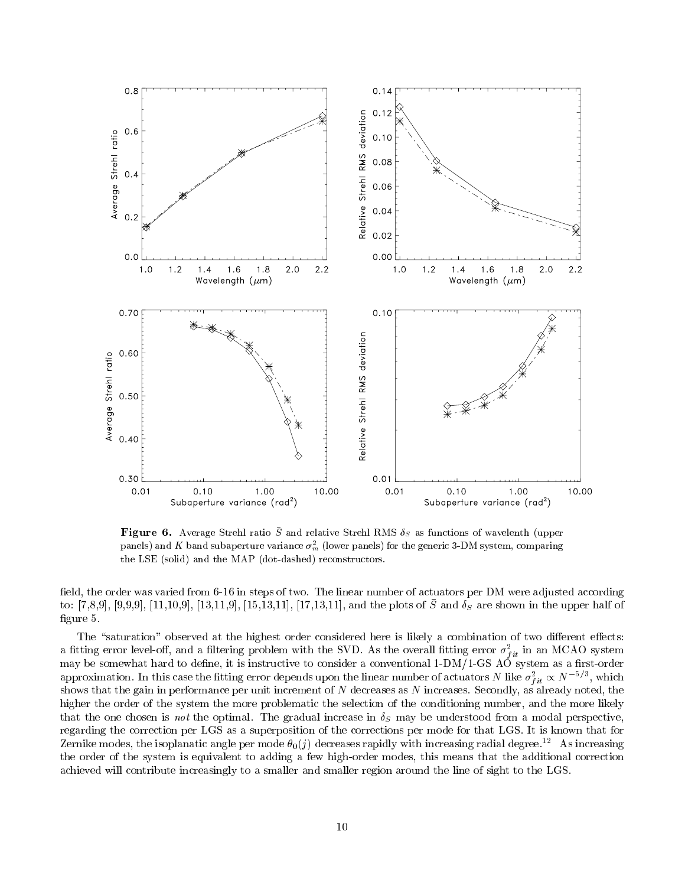**Figure 6.** Average Strehl ratio $\bar{S}$ and relative Strehl RMS $\delta_S$ as functions of wavelenth (upper panels) and $K$ band subaperture variance $\sigma_m^2$ (lower panels) for the generic 3-DM system, comparing the LSE (solid) and the MAP (dot-dashed) reconstructors.

field, the order was varied from 6-16 in steps of two. The linear number of actuators per DM were adjusted according to: [7,8,9], [9,9,9], [11,10,9], [13,11,9], [15,13,11], [17,13,11], and the plots of $\bar{S}$ and $\delta_S$ are shown in the upper half of figure 5.

The "saturation" observed at the highest order considered here is likely a combination of two different effects: a fitting error level-off, and a filtering problem with the SVD. As the overall fitting error $\sigma_{fit}^2$ in an MCAO system may be somewhat hard to define, it is instructive to consider a conventional 1-DM/1-GS AO system as a first-order approximation. In this case the fitting error depends upon the linear number of actuators $N$ like $\sigma_{fit}^2 \propto N^{-5/3}$, which shows that the gain in performance per unit increment of $N$ decreases as $N$ increases. Secondly, as already noted, the higher the order of the system the more problematic the selection of the conditioning number, and the more likely that the one chosen is *not* the optimal. The gradual increase in $\delta_S$ may be understood from a modal perspective, regarding the correction per LGS as a superposition of the corrections per mode for that LGS. It is known that for Zernike modes, the isoplanatic angle per mode $\theta_0(j)$ decreases rapidly with increasing radial degree.[12] As increasing the order of the system is equivalent to adding a few high-order modes, this means that the additional correction achieved will contribute increasingly to a smaller and smaller region around the line of sight to the LGS.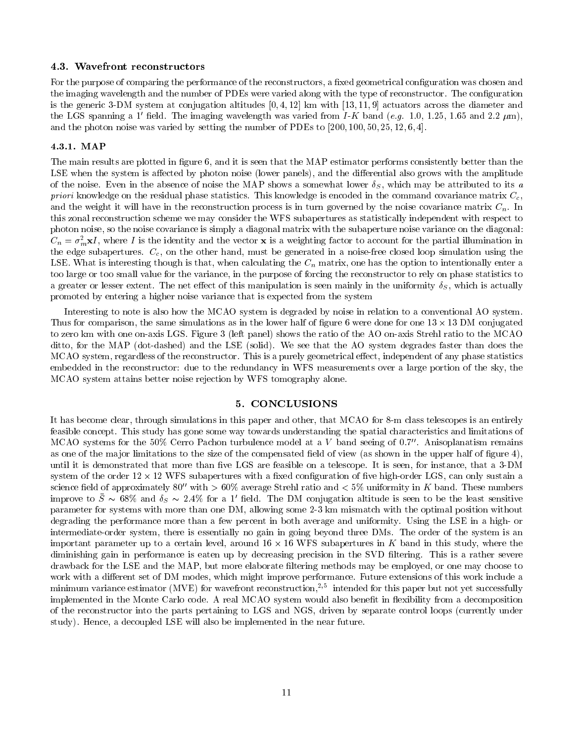### 4.3. Wavefront reconstructors

For the purpose of comparing the performance of the reconstructors, a fixed geometrical configuration was chosen and the imaging wavelength and the number of PDEs were varied along with the type of reconstructor. The configuration is the generic 3-DM system at conjugation altitudes $[0, 4, 12]$ km with $[13, 11, 9]$ actuators across the diameter and the LGS spanning a $1'$ field. The imaging wavelength was varied from *I*-*K* band (*e.g.* 1.0, 1.25, 1.65 and 2.2 $\mu$m), and the photon noise was varied by setting the number of PDEs to $[200, 100, 50, 25, 12, 6, 4]$.

#### 4.3.1. MAP

The main results are plotted in figure 6, and it is seen that the MAP estimator performs consistently better than the LSE when the system is affected by photon noise (lower panels), and the differential also grows with the amplitude of the noise. Even in the absence of noise the MAP shows a somewhat lower $\delta_S$, which may be attributed to its *a priori* knowledge on the residual phase statistics. This knowledge is encoded in the command covariance matrix $C_c$, and the weight it will have in the reconstruction process is in turn governed by the noise covariance matrix $C_n$. In this zonal reconstruction scheme we may consider the WFS subapertures as statistically independent with respect to photon noise, so the noise covariance is simply a diagonal matrix with the subaperture noise variance on the diagonal: $C_n = \sigma_m^2 \mathbf{x} I$, where $I$ is the identity and the vector $\mathbf{x}$ is a weighting factor to account for the partial illumination in the edge subapertures. $C_c$, on the other hand, must be generated in a noise-free closed loop simulation using the LSE. What is interesting though is that, when calculating the $C_n$ matrix, one has the option to intentionally enter a too large or too small value for the variance, in the purpose of forcing the reconstructor to rely on phase statistics to a greater or lesser extent. The net effect of this manipulation is seen mainly in the uniformity $\delta_S$, which is actually promoted by entering a higher noise variance that is expected from the system

Interesting to note is also how the MCAO system is degraded by noise in relation to a conventional AO system. Thus for comparison, the same simulations as in the lower half of figure 6 were done for one $13 \times 13$ DM conjugated to zero km with one on-axis LGS. Figure 3 (left panel) shows the ratio of the AO on-axis Strehl ratio to the MCAO ditto, for the MAP (dot-dashed) and the LSE (solid). We see that the AO system degrades faster than does the MCAO system, regardless of the reconstructor. This is a purely geometrical effect, independent of any phase statistics embedded in the reconstructor: due to the redundancy in WFS measurements over a large portion of the sky, the MCAO system attains better noise rejection by WFS tomography alone.

## 5. CONCLUSIONS

It has become clear, through simulations in this paper and other, that MCAO for 8-m class telescopes is an entirely feasible concept. This study has gone some way towards understanding the spatial characteristics and limitations of MCAO systems for the 50% Cerro Pachon turbulence model at a *V* band seeing of $0.7''$. Anisoplanatism remains as one of the major limitations to the size of the compensated field of view (as shown in the upper half of figure 4), until it is demonstrated that more than five LGS are feasible on a telescope. It is seen, for instance, that a 3-DM system of the order $12 \times 12$ WFS subapertures with a fixed configuration of five high-order LGS, can only sustain a science field of approximately $80''$ with $> 60\%$ average Strehl ratio and $< 5\%$ uniformity in *K* band. These numbers improve to $\bar{S} \sim 68\%$ and $\delta_S \sim 2.4\%$ for a $1'$ field. The DM conjugation altitude is seen to be the least sensitive parameter for systems with more than one DM, allowing some 2-3 km mismatch with the optimal position without degrading the performance more than a few percent in both average and uniformity. Using the LSE in a high- or intermediate-order system, there is essentially no gain in going beyond three DMs. The order of the system is an important parameter up to a certain level, around $16 \times 16$ WFS subapertures in *K* band in this study, where the diminishing gain in performance is eaten up by decreasing precision in the SVD filtering. This is a rather severe drawback for the LSE and the MAP, but more elaborate filtering methods may be employed, or one may choose to work with a different set of DM modes, which might improve performance. Future extensions of this work include a minimum variance estimator (MVE) for wavefront reconstruction,[2,5] intended for this paper but not yet successfully implemented in the Monte Carlo code. A real MCAO system would also benefit in flexibility from a decomposition of the reconstructor into the parts pertaining to LGS and NGS, driven by separate control loops (currently under study). Hence, a decoupled LSE will also be implemented in the near future.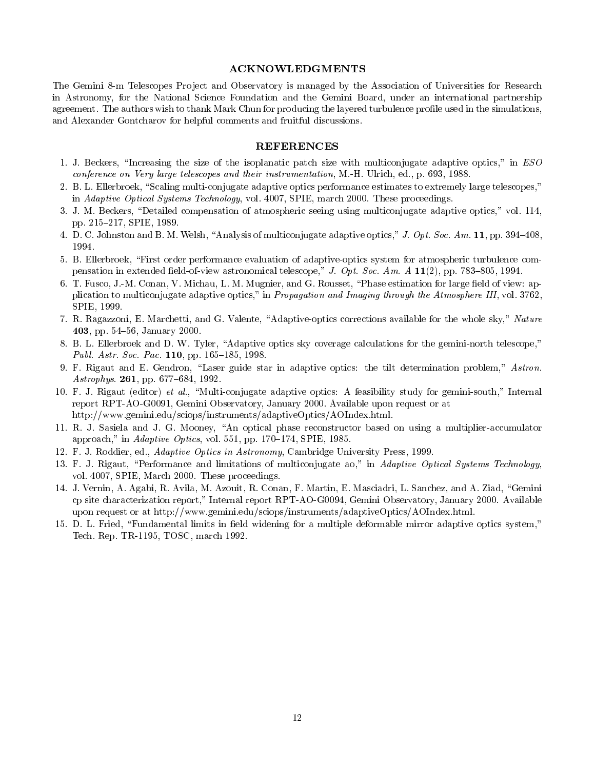## ACKNOWLEDGMENTS

The Gemini 8-m Telescopes Project and Observatory is managed by the Association of Universities for Research in Astronomy, for the National Science Foundation and the Gemini Board, under an international partnership agreement. The authors wish to thank Mark Chun for producing the layered turbulence profile used in the simulations, and Alexander Gontcharov for helpful comments and fruitful discussions.

## REFERENCES

1. J. Beckers, "Increasing the size of the isoplanatic patch size with multiconjugate adaptive optics," in *ESO conference on Very large telescopes and their instrumentation*, M.-H. Ulrich, ed., p. 693, 1988.
2. B. L. Ellerbroek, "Scaling multi-conjugate adaptive optics performance estimates to extremely large telescopes," in *Adaptive Optical Systems Technology*, vol. 4007, SPIE, march 2000. These proceedings.
3. J. M. Beckers, "Detailed compensation of atmospheric seeing using multiconjugate adaptive optics," vol. 114, pp. 215–217, SPIE, 1989.
4. D. C. Johnston and B. M. Welsh, "Analysis of multiconjugate adaptive optics," *J. Opt. Soc. Am.* **11**, pp. 394–408, 1994.
5. B. Ellerbroek, "First order performance evaluation of adaptive-optics system for atmospheric turbulence compensation in extended field-of-view astronomical telescope," *J. Opt. Soc. Am. A* **11**(2), pp. 783–805, 1994.
6. T. Fusco, J.-M. Conan, V. Michau, L. M. Mugnier, and G. Rousset, "Phase estimation for large field of view: application to multiconjugate adaptive optics," in *Propagation and Imaging through the Atmosphere III*, vol. 3762, SPIE, 1999.
7. R. Ragazzoni, E. Marchetti, and G. Valente, "Adaptive-optics corrections available for the whole sky," *Nature* **403**, pp. 54–56, January 2000.
8. B. L. Ellerbroek and D. W. Tyler, "Adaptive optics sky coverage calculations for the gemini-north telescope," *Publ. Astr. Soc. Pac.* **110**, pp. 165–185, 1998.
9. F. Rigaut and E. Gendron, "Laser guide star in adaptive optics: the tilt determination problem," *Astron. Astrophys.* **261**, pp. 677–684, 1992.
10. F. J. Rigaut (editor) *et al.*, "Multi-conjugate adaptive optics: A feasibility study for gemini-south," Internal report RPT-AO-G0091, Gemini Observatory, January 2000. Available upon request or at http://www.gemini.edu/sciops/instruments/adaptiveOptics/AOIndex.html.
11. R. J. Sasiela and J. G. Mooney, "An optical phase reconstructor based on using a multiplier-accumulator approach," in *Adaptive Optics*, vol. 551, pp. 170–174, SPIE, 1985.
12. F. J. Roddier, ed., *Adaptive Optics in Astronomy*, Cambridge University Press, 1999.
13. F. J. Rigaut, "Performance and limitations of multiconjugate ao," in *Adaptive Optical Systems Technology*, vol. 4007, SPIE, March 2000. These proceedings.
14. J. Vernin, A. Agabi, R. Avila, M. Azouit, R. Conan, F. Martin, E. Masciadri, L. Sanchez, and A. Ziad, "Gemini cp site characterization report," Internal report RPT-AO-G0094, Gemini Observatory, January 2000. Available upon request or at http://www.gemini.edu/sciops/instruments/adaptiveOptics/AOIndex.html.
15. D. L. Fried, "Fundamental limits in field widening for a multiple deformable mirror adaptive optics system," Tech. Rep. TR-1195, TOSC, march 1992.